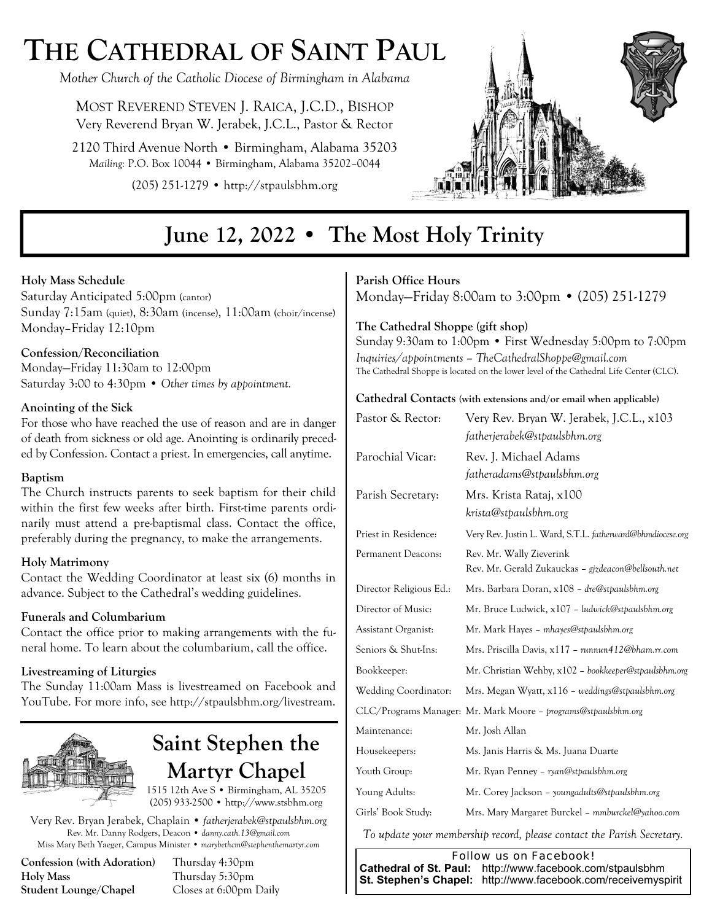# The Cathedral of Saint Paul

*Mother Church of the Catholic Diocese of Birmingham in Alabama*

Most Reverend Steven J. Raica, J.C.D., Bishop
Very Reverend Bryan W. Jerabek, J.C.L., Pastor & Rector

2120 Third Avenue North • Birmingham, Alabama 35203
*Mailing:* P.O. Box 10044 • Birmingham, Alabama 35202–0044

(205) 251-1279 • http://stpaulsbhm.org

## June 12, 2022 • The Most Holy Trinity

**Holy Mass Schedule**
Saturday Anticipated 5:00pm (cantor)
Sunday 7:15am (quiet), 8:30am (incense), 11:00am (choir/incense)
Monday–Friday 12:10pm

**Confession/Reconciliation**
Monday—Friday 11:30am to 12:00pm
Saturday 3:00 to 4:30pm • *Other times by appointment.*

**Anointing of the Sick**
For those who have reached the use of reason and are in danger of death from sickness or old age. Anointing is ordinarily preceded by Confession. Contact a priest. In emergencies, call anytime.

**Baptism**
The Church instructs parents to seek baptism for their child within the first few weeks after birth. First-time parents ordinarily must attend a pre-baptismal class. Contact the office, preferably during the pregnancy, to make the arrangements.

**Holy Matrimony**
Contact the Wedding Coordinator at least six (6) months in advance. Subject to the Cathedral's wedding guidelines.

**Funerals and Columbarium**
Contact the office prior to making arrangements with the funeral home. To learn about the columbarium, call the office.

**Livestreaming of Liturgies**
The Sunday 11:00am Mass is livestreamed on Facebook and YouTube. For more info, see http://stpaulsbhm.org/livestream.

## Saint Stephen the Martyr Chapel

1515 12th Ave S • Birmingham, AL 35205
(205) 933-2500 • http://www.stsbhm.org

Very Rev. Bryan Jerabek, Chaplain • *fatherjerabek@stpaulsbhm.org*
Rev. Mr. Danny Rodgers, Deacon • *danny.cath.13@gmail.com*
Miss Mary Beth Yaeger, Campus Minister • *marybethcm@stephenthemartyr.com*

| | |
|---|---|
| **Confession (with Adoration)** | Thursday 4:30pm |
| **Holy Mass** | Thursday 5:30pm |
| **Student Lounge/Chapel** | Closes at 6:00pm Daily |

**Parish Office Hours**
Monday—Friday 8:00am to 3:00pm • (205) 251-1279

**The Cathedral Shoppe (gift shop)**
Sunday 9:30am to 1:00pm • First Wednesday 5:00pm to 7:00pm
*Inquiries/appointments – TheCathedralShoppe@gmail.com*
The Cathedral Shoppe is located on the lower level of the Cathedral Life Center (CLC).

**Cathedral Contacts** (with extensions and/or email when applicable)

| | |
|---|---|
| Pastor & Rector: | Very Rev. Bryan W. Jerabek, J.C.L., x103 *fatherjerabek@stpaulsbhm.org* |
| Parochial Vicar: | Rev. J. Michael Adams *fatheradams@stpaulsbhm.org* |
| Parish Secretary: | Mrs. Krista Rataj, x100 *krista@stpaulsbhm.org* |
| Priest in Residence: | Very Rev. Justin L. Ward, S.T.L. *fatherward@bhmdiocese.org* |
| Permanent Deacons: | Rev. Mr. Wally Zieverink; Rev. Mr. Gerald Zukauckas – *gjzdeacon@bellsouth.net* |
| Director Religious Ed.: | Mrs. Barbara Doran, x108 – *dre@stpaulsbhm.org* |
| Director of Music: | Mr. Bruce Ludwick, x107 – *ludwick@stpaulsbhm.org* |
| Assistant Organist: | Mr. Mark Hayes – *mhayes@stpaulsbhm.org* |
| Seniors & Shut-Ins: | Mrs. Priscilla Davis, x117 – *runnun412@bham.rr.com* |
| Bookkeeper: | Mr. Christian Wehby, x102 – *bookkeeper@stpaulsbhm.org* |
| Wedding Coordinator: | Mrs. Megan Wyatt, x116 – *weddings@stpaulsbhm.org* |
| CLC/Programs Manager: | Mr. Mark Moore – *programs@stpaulsbhm.org* |
| Maintenance: | Mr. Josh Allan |
| Housekeepers: | Ms. Janis Harris & Ms. Juana Duarte |
| Youth Group: | Mr. Ryan Penney – *ryan@stpaulsbhm.org* |
| Young Adults: | Mr. Corey Jackson – *youngadults@stpaulsbhm.org* |
| Girls' Book Study: | Mrs. Mary Margaret Burckel – *mmburckel@yahoo.com* |

*To update your membership record, please contact the Parish Secretary.*

Follow us on Facebook!
**Cathedral of St. Paul:** http://www.facebook.com/stpaulsbhm
**St. Stephen's Chapel:** http://www.facebook.com/receivemyspirit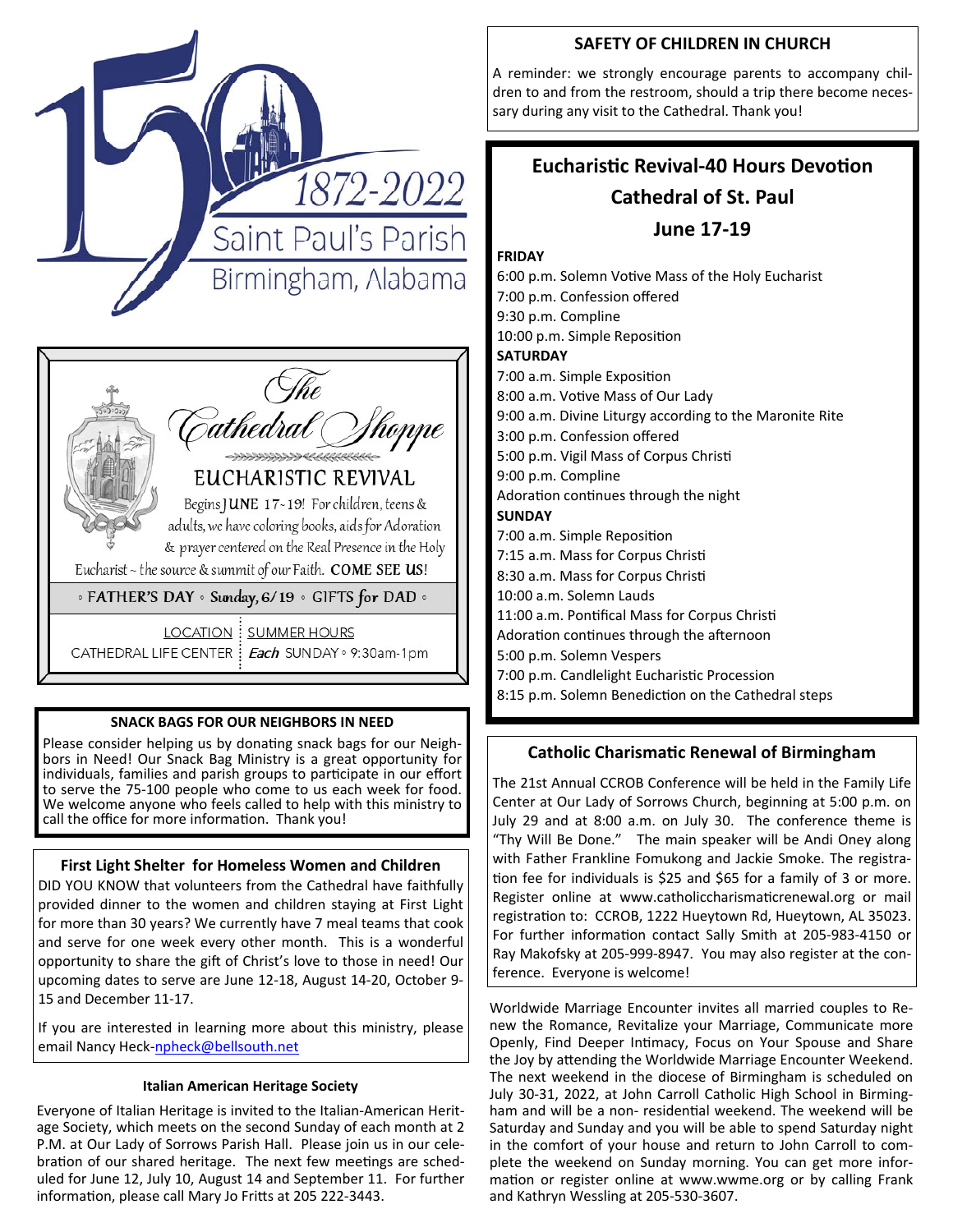150 1872-2022 Saint Paul's Parish Birmingham, Alabama

## The Cathedral Shoppe

### EUCHARISTIC REVIVAL

Begins JUNE 17-19! For children, teens & adults, we have coloring books, aids for Adoration & prayer centered on the Real Presence in the Holy Eucharist ~ the source & summit of our Faith. **COME SEE US!**

◦ FATHER'S DAY ◦ Sunday, 6/19 ◦ GIFTS for DAD ◦

| LOCATION | SUMMER HOURS |
|---|---|
| CATHEDRAL LIFE CENTER | *Each* SUNDAY ◦ 9:30am-1pm |

### SNACK BAGS FOR OUR NEIGHBORS IN NEED

Please consider helping us by donating snack bags for our Neighbors in Need! Our Snack Bag Ministry is a great opportunity for individuals, families and parish groups to participate in our effort to serve the 75-100 people who come to us each week for food. We welcome anyone who feels called to help with this ministry to call the office for more information. Thank you!

### First Light Shelter for Homeless Women and Children

DID YOU KNOW that volunteers from the Cathedral have faithfully provided dinner to the women and children staying at First Light for more than 30 years? We currently have 7 meal teams that cook and serve for one week every other month. This is a wonderful opportunity to share the gift of Christ's love to those in need! Our upcoming dates to serve are June 12-18, August 14-20, October 9-15 and December 11-17.

If you are interested in learning more about this ministry, please email Nancy Heck-npheck@bellsouth.net

### Italian American Heritage Society

Everyone of Italian Heritage is invited to the Italian-American Heritage Society, which meets on the second Sunday of each month at 2 P.M. at Our Lady of Sorrows Parish Hall. Please join us in our celebration of our shared heritage. The next few meetings are scheduled for June 12, July 10, August 14 and September 11. For further information, please call Mary Jo Fritts at 205 222-3443.

### SAFETY OF CHILDREN IN CHURCH

A reminder: we strongly encourage parents to accompany children to and from the restroom, should a trip there become necessary during any visit to the Cathedral. Thank you!

## Eucharistic Revival-40 Hours Devotion
## Cathedral of St. Paul
## June 17-19

**FRIDAY**

6:00 p.m. Solemn Votive Mass of the Holy Eucharist
7:00 p.m. Confession offered
9:30 p.m. Compline
10:00 p.m. Simple Reposition

**SATURDAY**

7:00 a.m. Simple Exposition
8:00 a.m. Votive Mass of Our Lady
9:00 a.m. Divine Liturgy according to the Maronite Rite
3:00 p.m. Confession offered
5:00 p.m. Vigil Mass of Corpus Christi
9:00 p.m. Compline
Adoration continues through the night

**SUNDAY**

7:00 a.m. Simple Reposition
7:15 a.m. Mass for Corpus Christi
8:30 a.m. Mass for Corpus Christi
10:00 a.m. Solemn Lauds
11:00 a.m. Pontifical Mass for Corpus Christi
Adoration continues through the afternoon
5:00 p.m. Solemn Vespers
7:00 p.m. Candlelight Eucharistic Procession
8:15 p.m. Solemn Benediction on the Cathedral steps

### Catholic Charismatic Renewal of Birmingham

The 21st Annual CCROB Conference will be held in the Family Life Center at Our Lady of Sorrows Church, beginning at 5:00 p.m. on July 29 and at 8:00 a.m. on July 30. The conference theme is "Thy Will Be Done." The main speaker will be Andi Oney along with Father Frankline Fomukong and Jackie Smoke. The registration fee for individuals is $25 and $65 for a family of 3 or more. Register online at www.catholiccharismaticrenewal.org or mail registration to: CCROB, 1222 Hueytown Rd, Hueytown, AL 35023. For further information contact Sally Smith at 205-983-4150 or Ray Makofsky at 205-999-8947. You may also register at the conference. Everyone is welcome!

Worldwide Marriage Encounter invites all married couples to Renew the Romance, Revitalize your Marriage, Communicate more Openly, Find Deeper Intimacy, Focus on Your Spouse and Share the Joy by attending the Worldwide Marriage Encounter Weekend. The next weekend in the diocese of Birmingham is scheduled on July 30-31, 2022, at John Carroll Catholic High School in Birmingham and will be a non- residential weekend. The weekend will be Saturday and Sunday and you will be able to spend Saturday night in the comfort of your house and return to John Carroll to complete the weekend on Sunday morning. You can get more information or register online at www.wwme.org or by calling Frank and Kathryn Wessling at 205-530-3607.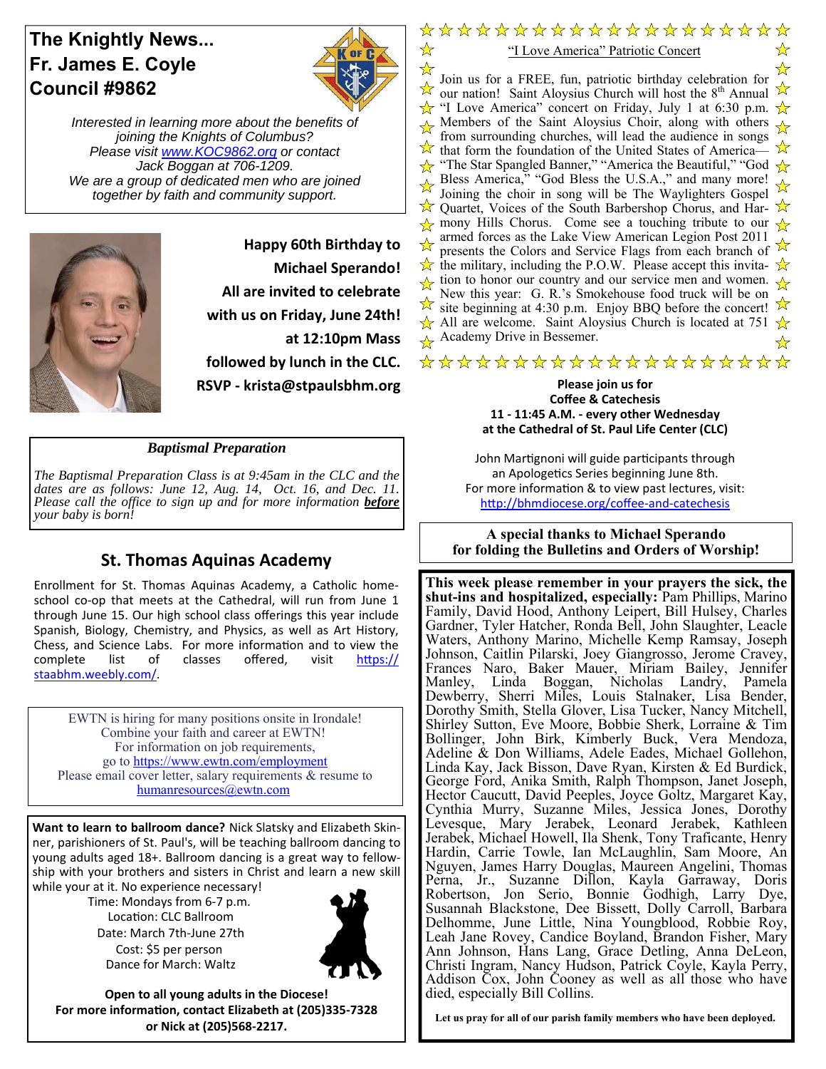## The Knightly News...
## Fr. James E. Coyle Council #9862

*Interested in learning more about the benefits of joining the Knights of Columbus? Please visit www.KOC9862.org or contact Jack Boggan at 706-1209. We are a group of dedicated men who are joined together by faith and community support.*

**Happy 60th Birthday to Michael Sperando! All are invited to celebrate with us on Friday, June 24th! at 12:10pm Mass followed by lunch in the CLC. RSVP - krista@stpaulsbhm.org**

### *Baptismal Preparation*

*The Baptismal Preparation Class is at 9:45am in the CLC and the dates are as follows: June 12, Aug. 14, Oct. 16, and Dec. 11. Please call the office to sign up and for more information* ***before*** *your baby is born!*

## St. Thomas Aquinas Academy

Enrollment for St. Thomas Aquinas Academy, a Catholic home-school co-op that meets at the Cathedral, will run from June 1 through June 15. Our high school class offerings this year include Spanish, Biology, Chemistry, and Physics, as well as Art History, Chess, and Science Labs. For more information and to view the complete list of classes offered, visit https://staabhm.weebly.com/.

EWTN is hiring for many positions onsite in Irondale! Combine your faith and career at EWTN! For information on job requirements, go to https://www.ewtn.com/employment
Please email cover letter, salary requirements & resume to humanresources@ewtn.com

**Want to learn to ballroom dance?** Nick Slatsky and Elizabeth Skinner, parishioners of St. Paul's, will be teaching ballroom dancing to young adults aged 18+. Ballroom dancing is a great way to fellowship with your brothers and sisters in Christ and learn a new skill while your at it. No experience necessary!

Time: Mondays from 6-7 p.m.
Location: CLC Ballroom
Date: March 7th-June 27th
Cost: $5 per person
Dance for March: Waltz

**Open to all young adults in the Diocese!**
**For more information, contact Elizabeth at (205)335-7328 or Nick at (205)568-2217.**

### "I Love America" Patriotic Concert

Join us for a FREE, fun, patriotic birthday celebration for our nation! Saint Aloysius Church will host the 8th Annual "I Love America" concert on Friday, July 1 at 6:30 p.m. Members of the Saint Aloysius Choir, along with others from surrounding churches, will lead the audience in songs that form the foundation of the United States of America—"The Star Spangled Banner," "America the Beautiful," "God Bless America," "God Bless the U.S.A.," and many more! Joining the choir in song will be The Waylighters Gospel Quartet, Voices of the South Barbershop Chorus, and Harmony Hills Chorus. Come see a touching tribute to our armed forces as the Lake View American Legion Post 2011 presents the Colors and Service Flags from each branch of the military, including the P.O.W. Please accept this invitation to honor our country and our service men and women. New this year: G. R.'s Smokehouse food truck will be on site beginning at 4:30 p.m. Enjoy BBQ before the concert! All are welcome. Saint Aloysius Church is located at 751 Academy Drive in Bessemer.

**Please join us for Coffee & Catechesis**
**11 - 11:45 A.M. - every other Wednesday**
**at the Cathedral of St. Paul Life Center (CLC)**

John Martignoni will guide participants through an Apologetics Series beginning June 8th.
For more information & to view past lectures, visit:
http://bhmdiocese.org/coffee-and-catechesis

**A special thanks to Michael Sperando for folding the Bulletins and Orders of Worship!**

**This week please remember in your prayers the sick, the shut-ins and hospitalized, especially:** Pam Phillips, Marino Family, David Hood, Anthony Leipert, Bill Hulsey, Charles Gardner, Tyler Hatcher, Ronda Bell, John Slaughter, Leacle Waters, Anthony Marino, Michelle Kemp Ramsay, Joseph Johnson, Caitlin Pilarski, Joey Giangrosso, Jerome Cravey, Frances Naro, Baker Mauer, Miriam Bailey, Jennifer Manley, Linda Boggan, Nicholas Landry, Pamela Dewberry, Sherri Miles, Louis Stalnaker, Lisa Bender, Dorothy Smith, Stella Glover, Lisa Tucker, Nancy Mitchell, Shirley Sutton, Eve Moore, Bobbie Sherk, Lorraine & Tim Bollinger, John Birk, Kimberly Buck, Vera Mendoza, Adeline & Don Williams, Adele Eades, Michael Gollehon, Linda Kay, Jack Bisson, Dave Ryan, Kirsten & Ed Burdick, George Ford, Anika Smith, Ralph Thompson, Janet Joseph, Hector Caucutt, David Peeples, Joyce Goltz, Margaret Kay, Cynthia Murry, Suzanne Miles, Jessica Jones, Dorothy Levesque, Mary Jerabek, Leonard Jerabek, Kathleen Jerabek, Michael Howell, Ila Shenk, Tony Traficante, Henry Hardin, Carrie Towle, Ian McLaughlin, Sam Moore, An Nguyen, James Harry Douglas, Maureen Angelini, Thomas Perna, Jr., Suzanne Dillon, Kayla Garraway, Doris Robertson, Jon Serio, Bonnie Godhigh, Larry Dye, Susannah Blackstone, Dee Bissett, Dolly Carroll, Barbara Delhomme, June Little, Nina Youngblood, Robbie Roy, Leah Jane Rovey, Candice Boyland, Brandon Fisher, Mary Ann Johnson, Hans Lang, Grace Detling, Anna DeLeon, Christi Ingram, Nancy Hudson, Patrick Coyle, Kayla Perry, Addison Cox, John Cooney as well as all those who have died, especially Bill Collins.

**Let us pray for all of our parish family members who have been deployed.**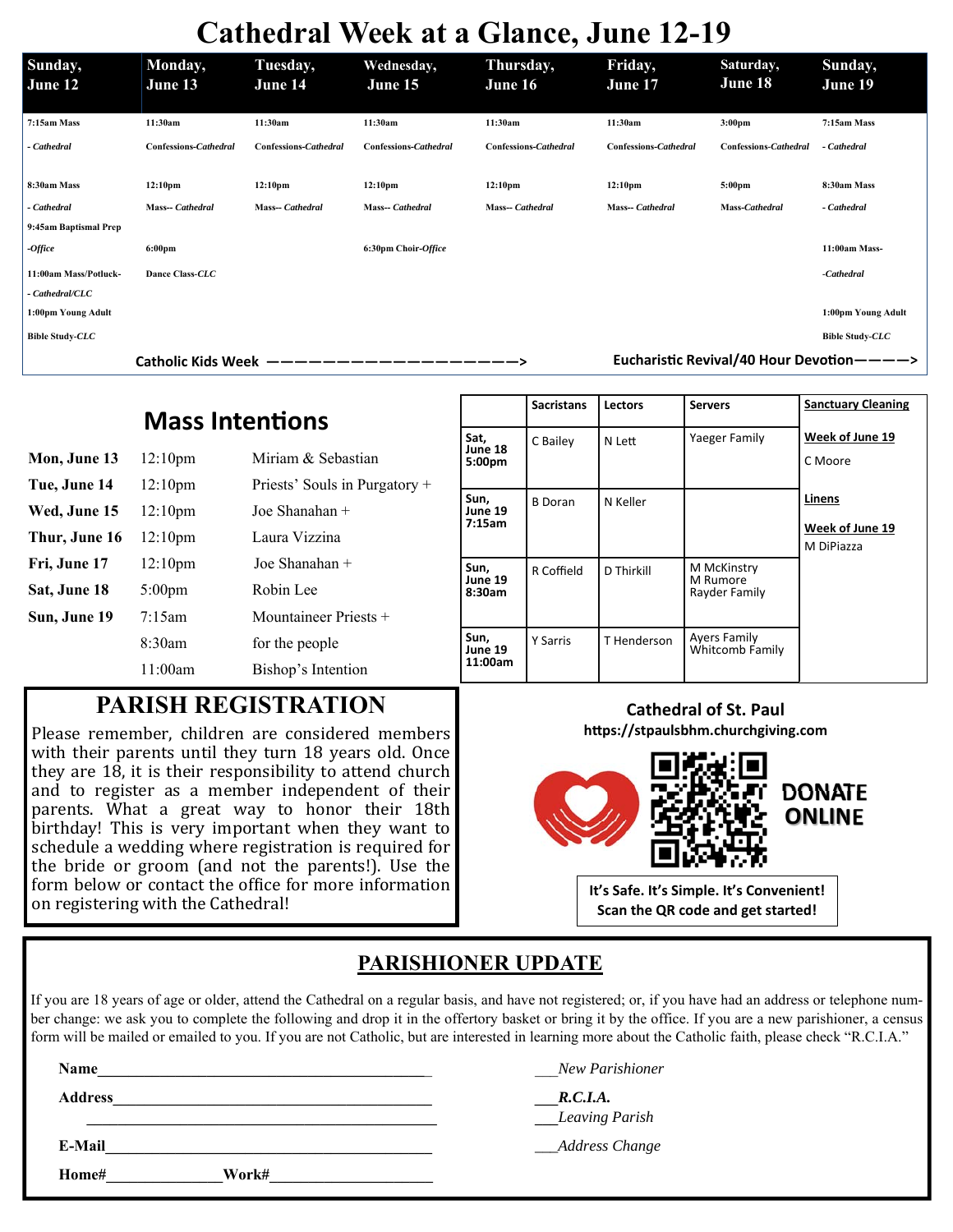# Cathedral Week at a Glance, June 12-19

| Sunday, June 12 | Monday, June 13 | Tuesday, June 14 | Wednesday, June 15 | Thursday, June 16 | Friday, June 17 | Saturday, June 18 | Sunday, June 19 |
|---|---|---|---|---|---|---|---|
| 7:15am Mass - *Cathedral* | 11:30am Confessions-*Cathedral* | 11:30am Confessions-*Cathedral* | 11:30am Confessions-*Cathedral* | 11:30am Confessions-*Cathedral* | 11:30am Confessions-*Cathedral* | 3:00pm Confessions-*Cathedral* | 7:15am Mass - *Cathedral* |
| 8:30am Mass - *Cathedral* | 12:10pm Mass-- *Cathedral* | 12:10pm Mass-- *Cathedral* | 12:10pm Mass-- *Cathedral* | 12:10pm Mass-- *Cathedral* | 12:10pm Mass-- *Cathedral* | 5:00pm Mass-*Cathedral* | 8:30am Mass - *Cathedral* |
| 9:45am Baptismal Prep -*Office* | 6:00pm Dance Class-*CLC* | | 6:30pm Choir-*Office* | | | | 11:00am Mass- -*Cathedral* |
| 11:00am Mass/Potluck- - *Cathedral/CLC* | | | | | | | |
| 1:00pm Young Adult Bible Study-*CLC* | | | | | | | 1:00pm Young Adult Bible Study-*CLC* |

Catholic Kids Week ——————————————————>

Eucharistic Revival/40 Hour Devotion————>

## Mass Intentions

| | | |
|---|---|---|
| Mon, June 13 | 12:10pm | Miriam & Sebastian |
| Tue, June 14 | 12:10pm | Priests' Souls in Purgatory + |
| Wed, June 15 | 12:10pm | Joe Shanahan + |
| Thur, June 16 | 12:10pm | Laura Vizzina |
| Fri, June 17 | 12:10pm | Joe Shanahan + |
| Sat, June 18 | 5:00pm | Robin Lee |
| Sun, June 19 | 7:15am | Mountaineer Priests + |
| | 8:30am | for the people |
| | 11:00am | Bishop's Intention |

| | Sacristans | Lectors | Servers |
|---|---|---|---|
| Sat, June 18 5:00pm | C Bailey | N Lett | Yaeger Family |
| Sun, June 19 7:15am | B Doran | N Keller | |
| Sun, June 19 8:30am | R Coffield | D Thirkill | M McKinstry, M Rumore, Rayder Family |
| Sun, June 19 11:00am | Y Sarris | T Henderson | Ayers Family, Whitcomb Family |

**Sanctuary Cleaning**

**Week of June 19**

C Moore

**Linens**

**Week of June 19**

M DiPiazza

## PARISH REGISTRATION

Please remember, children are considered members with their parents until they turn 18 years old. Once they are 18, it is their responsibility to attend church and to register as a member independent of their parents. What a great way to honor their 18th birthday! This is very important when they want to schedule a wedding where registration is required for the bride or groom (and not the parents!). Use the form below or contact the office for more information on registering with the Cathedral!

**Cathedral of St. Paul**

**https://stpaulsbhm.churchgiving.com**

**DONATE ONLINE**

**It's Safe. It's Simple. It's Convenient!**
**Scan the QR code and get started!**

## PARISHIONER UPDATE

If you are 18 years of age or older, attend the Cathedral on a regular basis, and have not registered; or, if you have had an address or telephone number change: we ask you to complete the following and drop it in the offertory basket or bring it by the office. If you are a new parishioner, a census form will be mailed or emailed to you. If you are not Catholic, but are interested in learning more about the Catholic faith, please check "R.C.I.A."

**Name**___________________________________________

**Address**_________________________________________

___________________________________________________

**E-Mail**__________________________________________

**Home#**______________ **Work#**____________________

___*New Parishioner*

___***R.C.I.A.***

___*Leaving Parish*

___*Address Change*